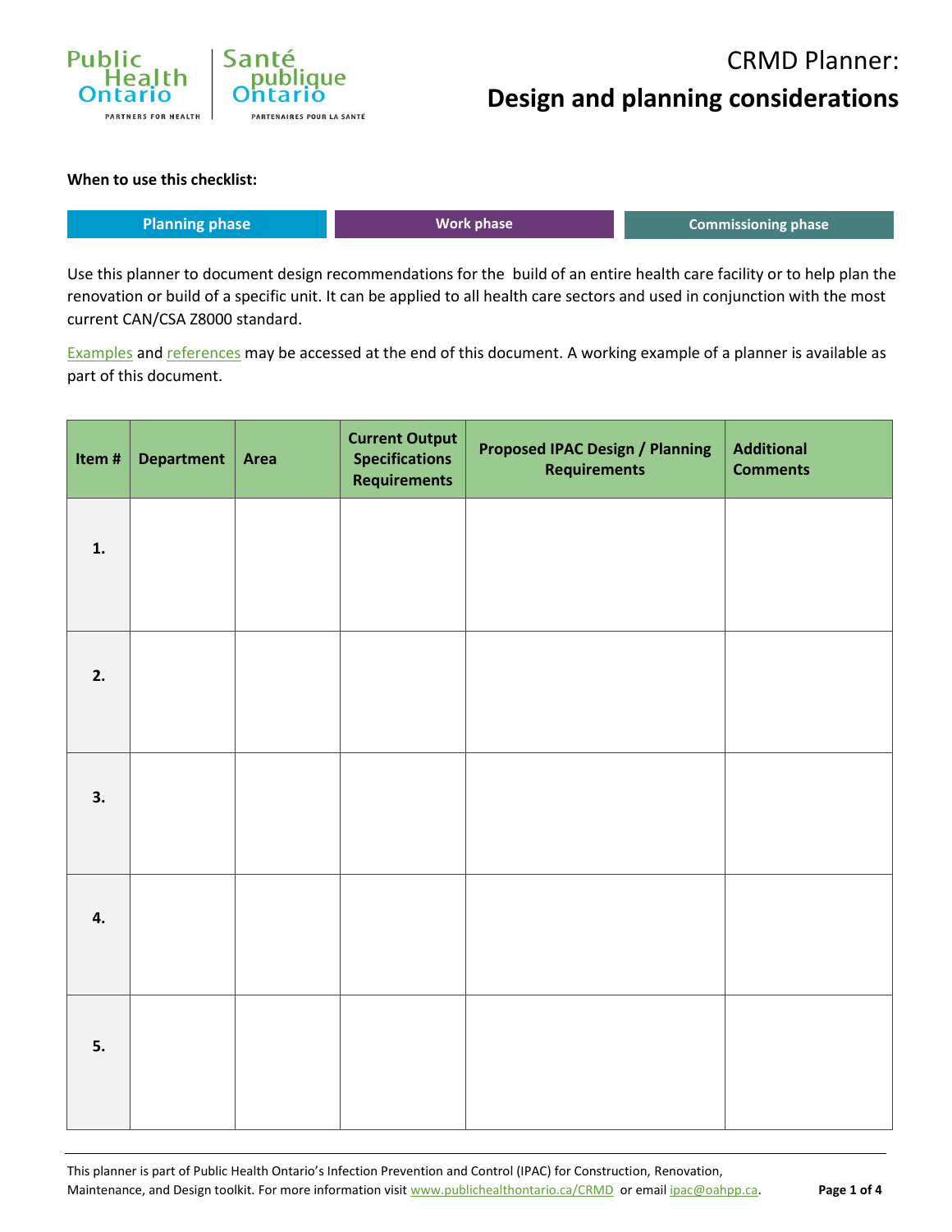Public Health Ontario | Santé publique Ontario

PARTNERS FOR HEALTH | PARTENAIRES POUR LA SANTÉ

# CRMD Planner:
# Design and planning considerations

**When to use this checklist:**

| Planning phase | Work phase | Commissioning phase |
|---|---|---|

Use this planner to document design recommendations for the build of an entire health care facility or to help plan the renovation or build of a specific unit. It can be applied to all health care sectors and used in conjunction with the most current CAN/CSA Z8000 standard.

Examples and references may be accessed at the end of this document. A working example of a planner is available as part of this document.

| Item # | Department | Area | Current Output Specifications Requirements | Proposed IPAC Design / Planning Requirements | Additional Comments |
|---|---|---|---|---|---|
| **1.** | | | | | |
| **2.** | | | | | |
| **3.** | | | | | |
| **4.** | | | | | |
| **5.** | | | | | |

This planner is part of Public Health Ontario's Infection Prevention and Control (IPAC) for Construction, Renovation, Maintenance, and Design toolkit. For more information visit www.publichealthontario.ca/CRMD or email ipac@oahpp.ca.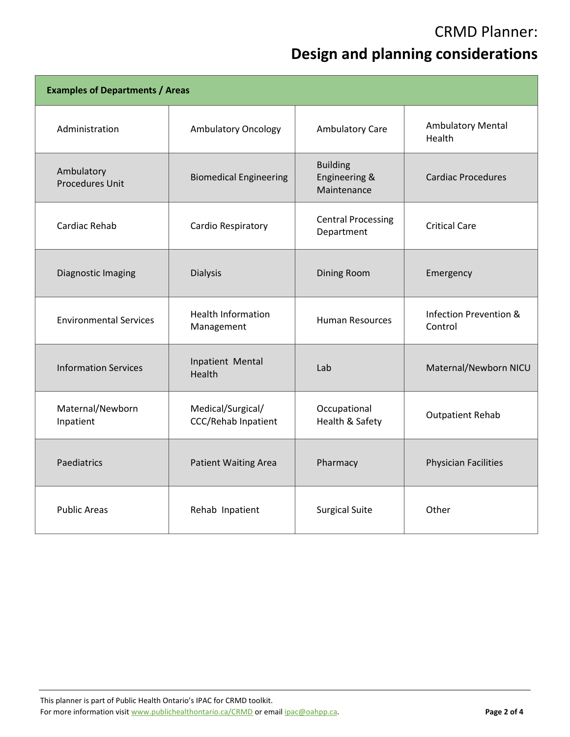# CRMD Planner:

# Design and planning considerations

| Examples of Departments / Areas | | | |
|---|---|---|---|
| Administration | Ambulatory Oncology | Ambulatory Care | Ambulatory Mental Health |
| Ambulatory Procedures Unit | Biomedical Engineering | Building Engineering & Maintenance | Cardiac Procedures |
| Cardiac Rehab | Cardio Respiratory | Central Processing Department | Critical Care |
| Diagnostic Imaging | Dialysis | Dining Room | Emergency |
| Environmental Services | Health Information Management | Human Resources | Infection Prevention & Control |
| Information Services | Inpatient Mental Health | Lab | Maternal/Newborn NICU |
| Maternal/Newborn Inpatient | Medical/Surgical/ CCC/Rehab Inpatient | Occupational Health & Safety | Outpatient Rehab |
| Paediatrics | Patient Waiting Area | Pharmacy | Physician Facilities |
| Public Areas | Rehab Inpatient | Surgical Suite | Other |

This planner is part of Public Health Ontario's IPAC for CRMD toolkit.
For more information visit www.publichealthontario.ca/CRMD or email ipac@oahpp.ca.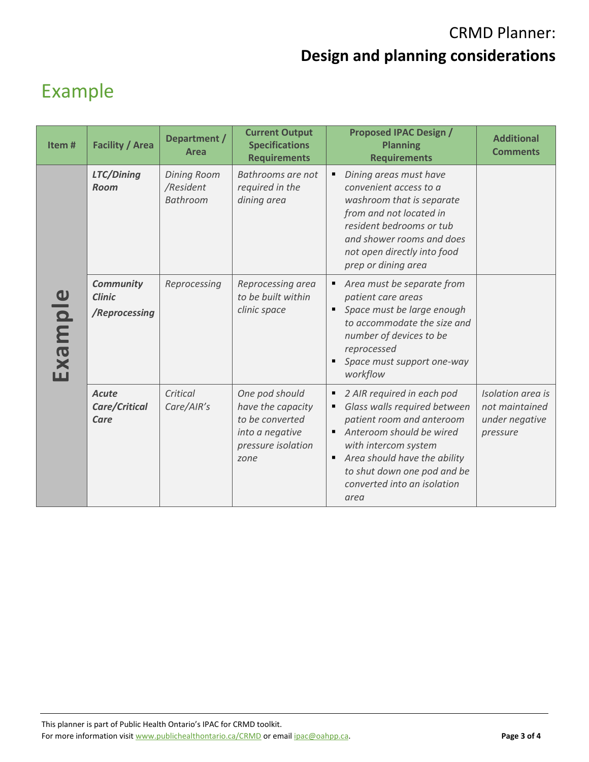# CRMD Planner:

# **Design and planning considerations**

## Example

| Item # | Facility / Area | Department / Area | Current Output Specifications Requirements | Proposed IPAC Design / Planning Requirements | Additional Comments |
|---|---|---|---|---|---|
| **Example** | ***LTC/Dining Room*** | *Dining Room /Resident Bathroom* | *Bathrooms are not required in the dining area* | ▪ *Dining areas must have convenient access to a washroom that is separate from and not located in resident bedrooms or tub and shower rooms and does not open directly into food prep or dining area* | |
| | ***Community Clinic /Reprocessing*** | *Reprocessing* | *Reprocessing area to be built within clinic space* | ▪ *Area must be separate from patient care areas* <br> ▪ *Space must be large enough to accommodate the size and number of devices to be reprocessed* <br> ▪ *Space must support one-way workflow* | |
| | ***Acute Care/Critical Care*** | *Critical Care/AIR's* | *One pod should have the capacity to be converted into a negative pressure isolation zone* | ▪ *2 AIR required in each pod* <br> ▪ *Glass walls required between patient room and anteroom* <br> ▪ *Anteroom should be wired with intercom system* <br> ▪ *Area should have the ability to shut down one pod and be converted into an isolation area* | *Isolation area is not maintained under negative pressure* |

This planner is part of Public Health Ontario's IPAC for CRMD toolkit.
For more information visit www.publichealthontario.ca/CRMD or email ipac@oahpp.ca.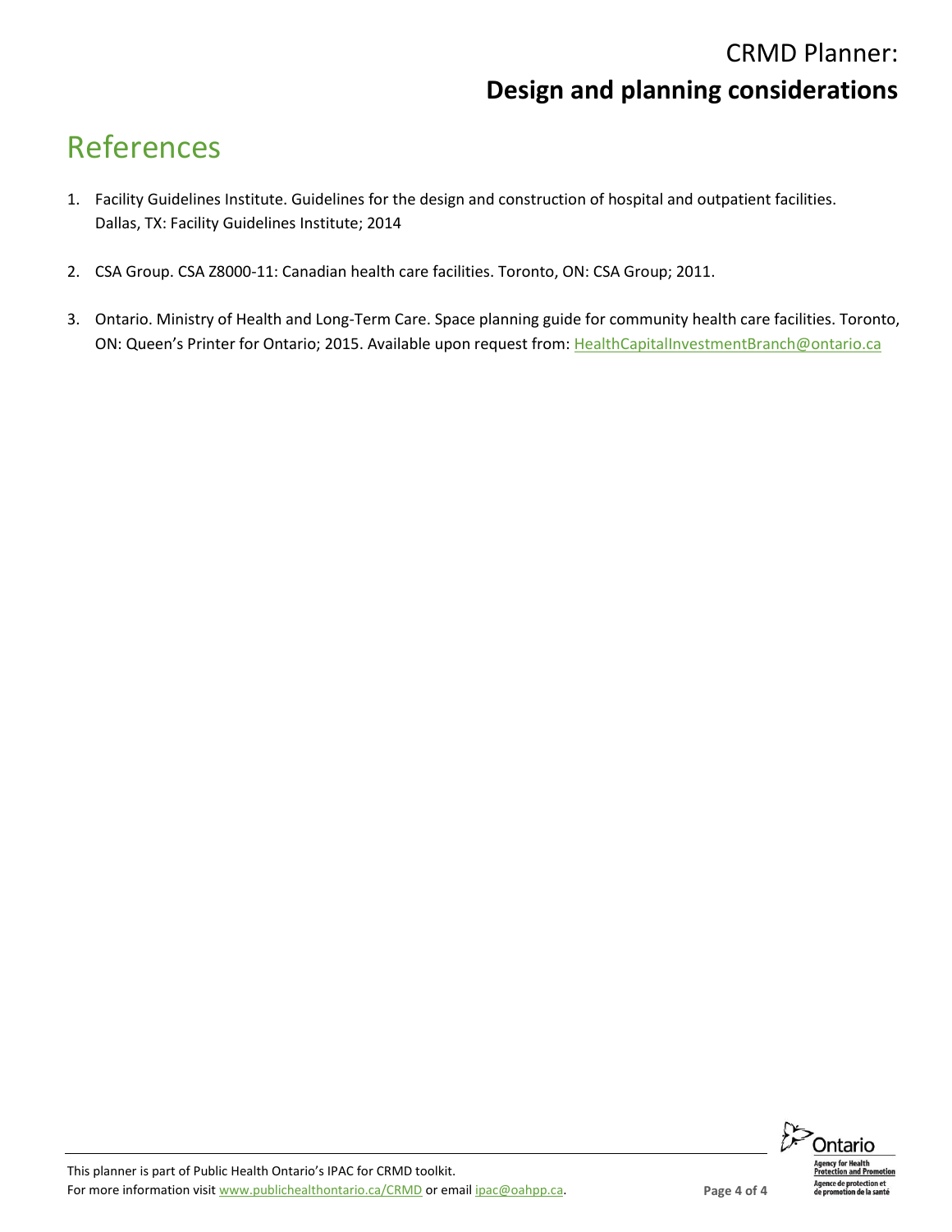# References

1. Facility Guidelines Institute. Guidelines for the design and construction of hospital and outpatient facilities. Dallas, TX: Facility Guidelines Institute; 2014

2. CSA Group. CSA Z8000-11: Canadian health care facilities. Toronto, ON: CSA Group; 2011.

3. Ontario. Ministry of Health and Long-Term Care. Space planning guide for community health care facilities. Toronto, ON: Queen's Printer for Ontario; 2015. Available upon request from: HealthCapitalInvestmentBranch@ontario.ca

This planner is part of Public Health Ontario's IPAC for CRMD toolkit.
For more information visit www.publichealthontario.ca/CRMD or email ipac@oahpp.ca.